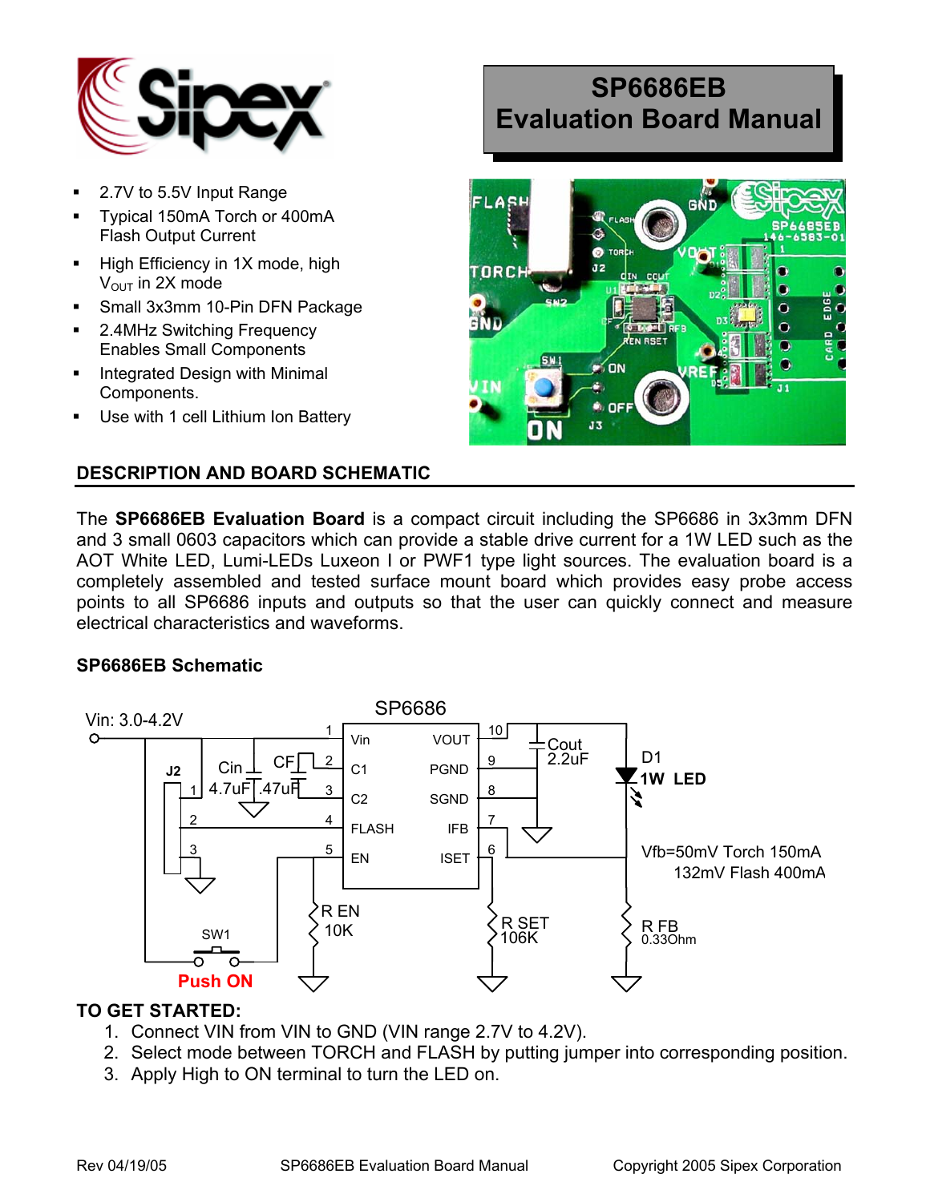# SP6686EB Evaluation Board Manual

- 2.7V to 5.5V Input Range
- Typical 150mA Torch or 400mA Flash Output Current
- High Efficiency in 1X mode, high $V_{OUT}$ in 2X mode
- Small 3x3mm 10-Pin DFN Package
- 2.4MHz Switching Frequency Enables Small Components
- Integrated Design with Minimal Components.
- Use with 1 cell Lithium Ion Battery

## DESCRIPTION AND BOARD SCHEMATIC

The **SP6686EB Evaluation Board** is a compact circuit including the SP6686 in 3x3mm DFN and 3 small 0603 capacitors which can provide a stable drive current for a 1W LED such as the AOT White LED, Lumi-LEDs Luxeon I or PWF1 type light sources. The evaluation board is a completely assembled and tested surface mount board which provides easy probe access points to all SP6686 inputs and outputs so that the user can quickly connect and measure electrical characteristics and waveforms.

### SP6686EB Schematic

Vin: 3.0-4.2V

SP6686: 1 Vin, 2 C1, 3 C2, 4 FLASH, 5 EN, 6 ISET, 7 IFB, 8 SGND, 9 PGND, 10 VOUT

Cin 4.7uF, CF .47uF, Cout 2.2uF, D1 1W LED, J2, R EN 10K, R SET 106K, R FB 0.33Ohm, SW1 Push ON

Vfb=50mV Torch 150mA
132mV Flash 400mA

## TO GET STARTED:

1. Connect VIN from VIN to GND (VIN range 2.7V to 4.2V).
2. Select mode between TORCH and FLASH by putting jumper into corresponding position.
3. Apply High to ON terminal to turn the LED on.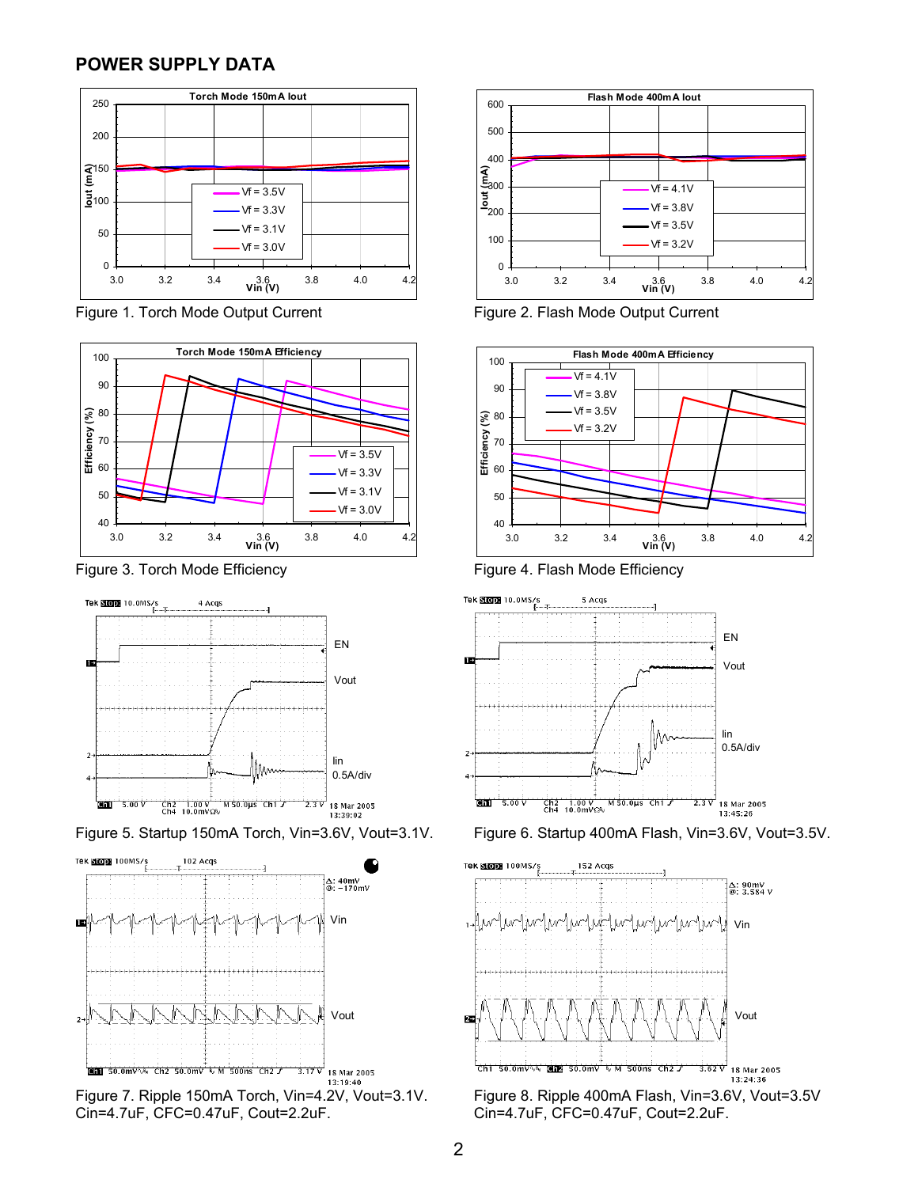## POWER SUPPLY DATA

Figure 1. Torch Mode Output Current

Figure 2. Flash Mode Output Current

Figure 3. Torch Mode Efficiency

Figure 4. Flash Mode Efficiency

Figure 5. Startup 150mA Torch, Vin=3.6V, Vout=3.1V.

Figure 6. Startup 400mA Flash, Vin=3.6V, Vout=3.5V.

Figure 7. Ripple 150mA Torch, Vin=4.2V, Vout=3.1V. Cin=4.7uF, CFC=0.47uF, Cout=2.2uF.

Figure 8. Ripple 400mA Flash, Vin=3.6V, Vout=3.5V Cin=4.7uF, CFC=0.47uF, Cout=2.2uF.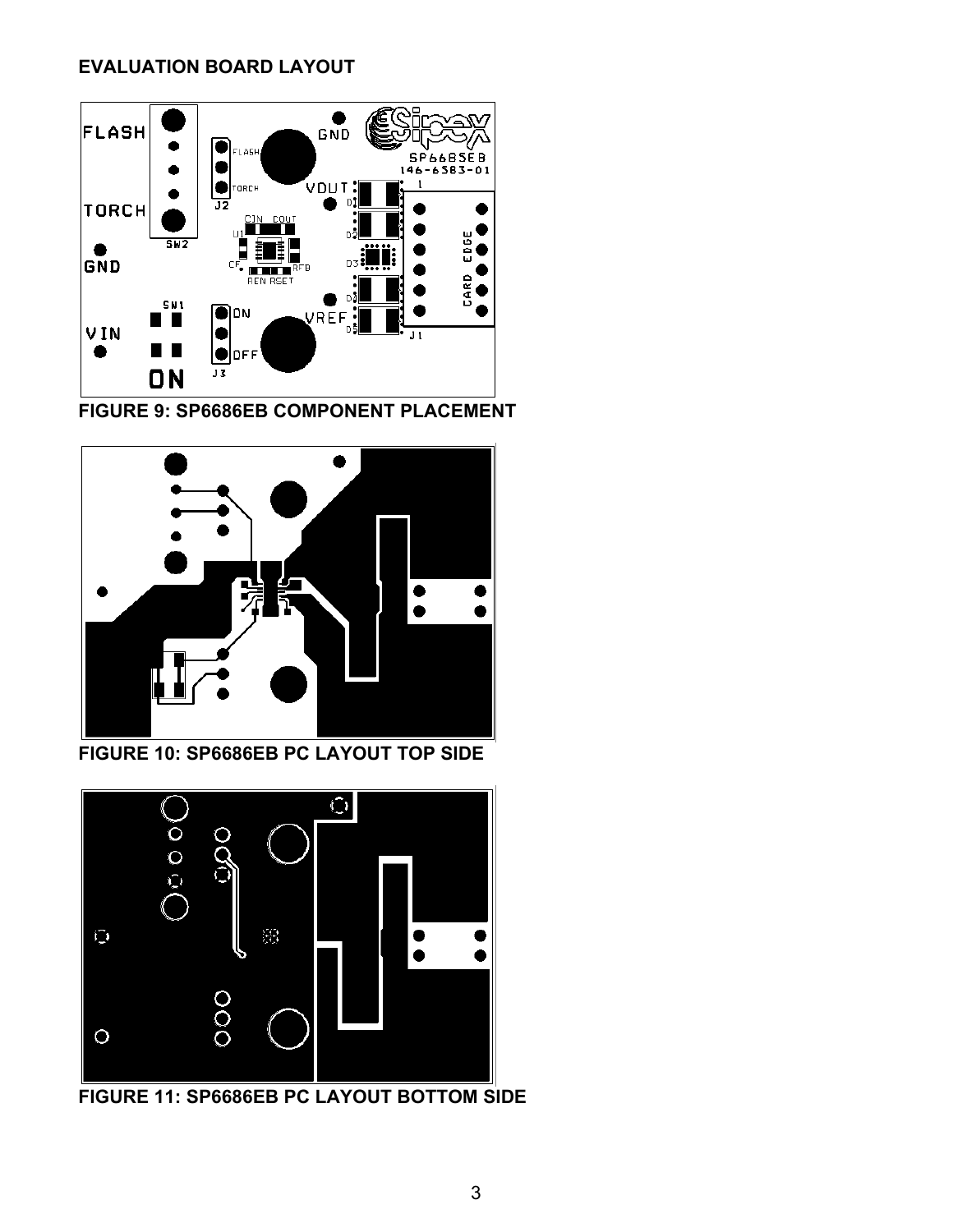## EVALUATION BOARD LAYOUT

FIGURE 9: SP6686EB COMPONENT PLACEMENT

FIGURE 10: SP6686EB PC LAYOUT TOP SIDE

FIGURE 11: SP6686EB PC LAYOUT BOTTOM SIDE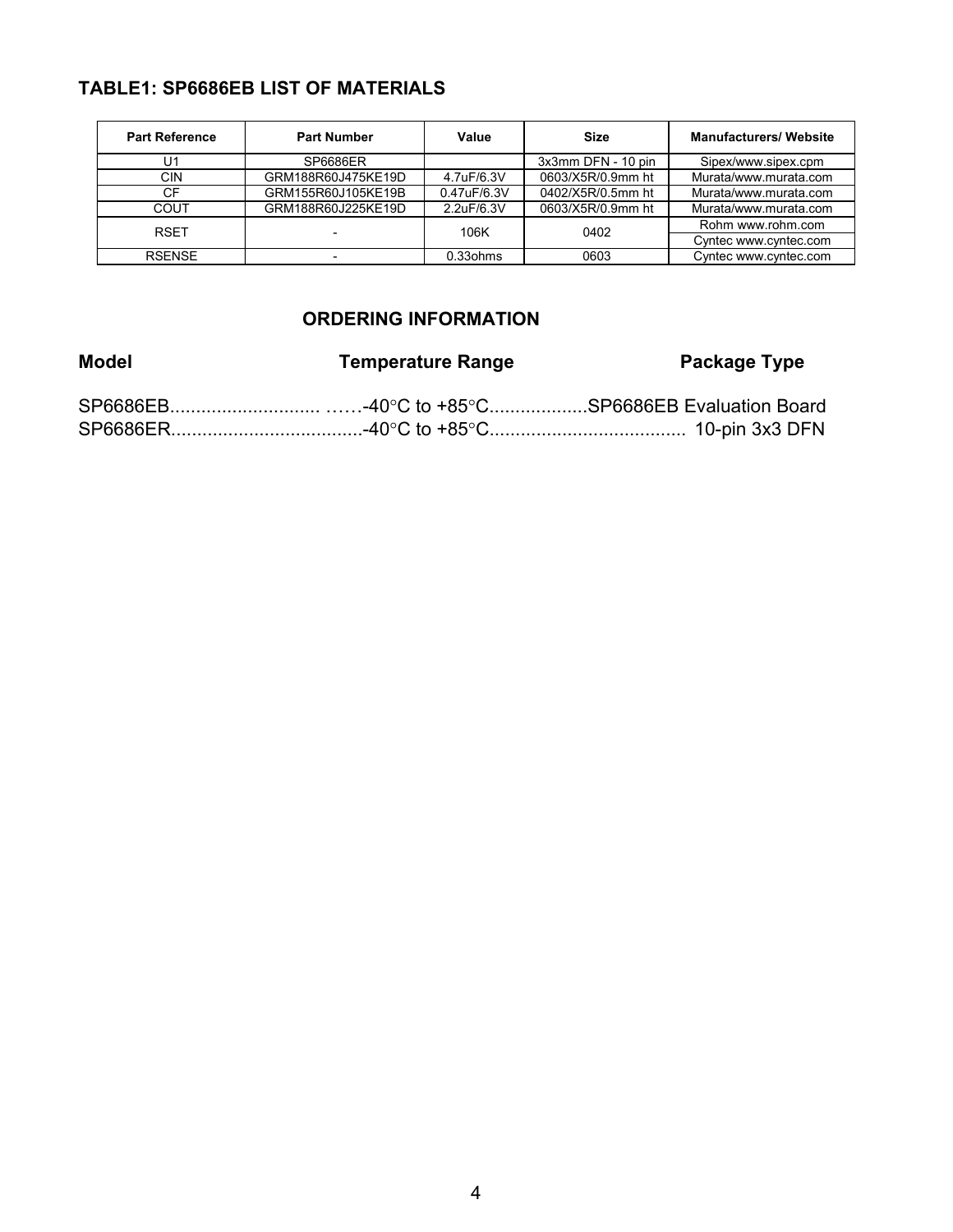### TABLE1: SP6686EB LIST OF MATERIALS

| Part Reference | Part Number | Value | Size | Manufacturers/ Website |
|---|---|---|---|---|
| U1 | SP6686ER | | 3x3mm DFN - 10 pin | Sipex/www.sipex.cpm |
| CIN | GRM188R60J475KE19D | 4.7uF/6.3V | 0603/X5R/0.9mm ht | Murata/www.murata.com |
| CF | GRM155R60J105KE19B | 0.47uF/6.3V | 0402/X5R/0.5mm ht | Murata/www.murata.com |
| COUT | GRM188R60J225KE19D | 2.2uF/6.3V | 0603/X5R/0.9mm ht | Murata/www.murata.com |
| RSET | - | 106K | 0402 | Rohm www.rohm.com |
| | | | | Cyntec www.cyntec.com |
| RSENSE | - | 0.33ohms | 0603 | Cyntec www.cyntec.com |

### ORDERING INFORMATION

| Model | Temperature Range | Package Type |
|---|---|---|
| SP6686EB | -40°C to +85°C | SP6686EB Evaluation Board |
| SP6686ER | -40°C to +85°C | 10-pin 3x3 DFN |